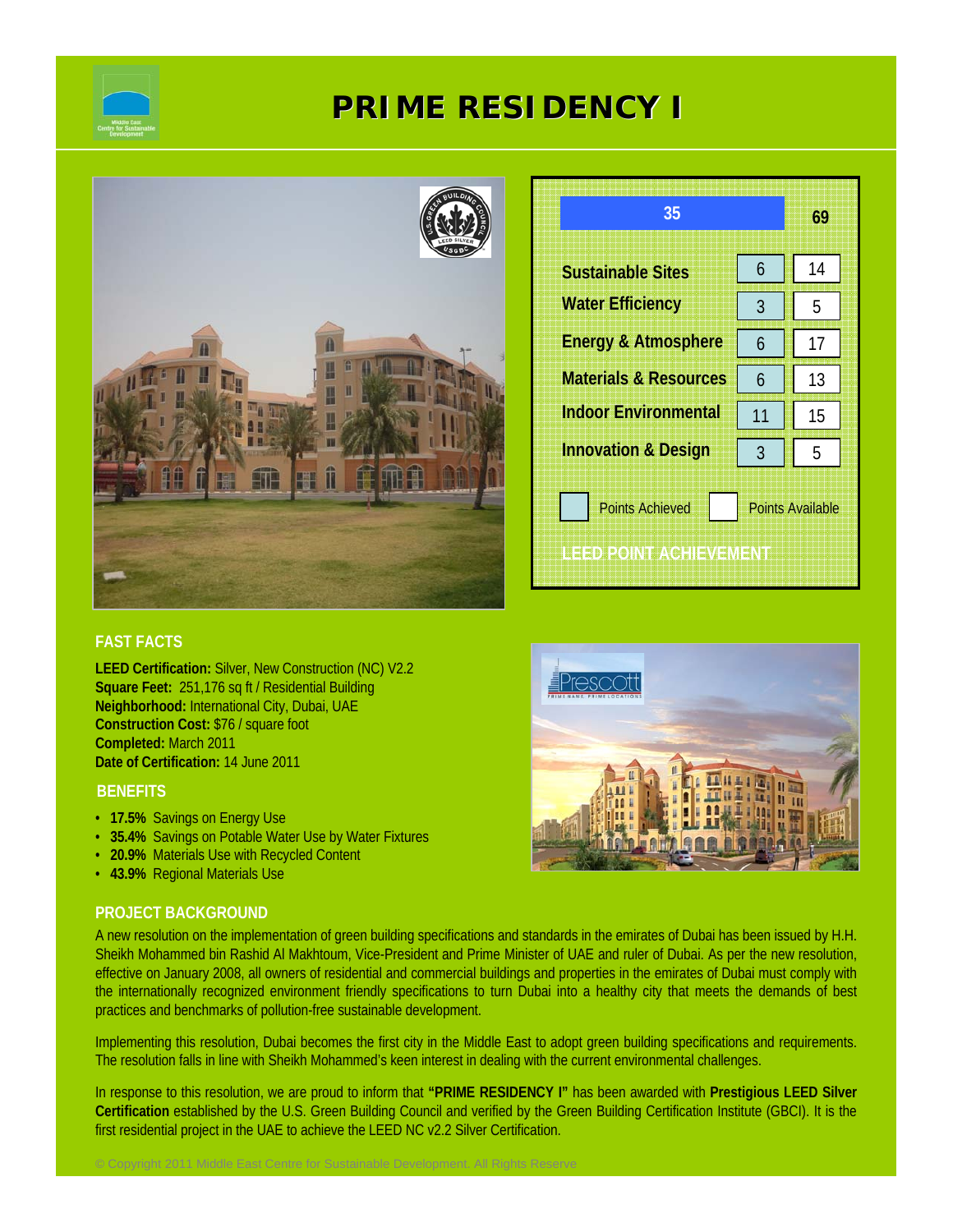# PRIME RESIDENCY I

| LEED POINT ACHIEVEMENT | Points Achieved | Points Available |
|---|---|---|
| | 35 | 69 |
| Sustainable Sites | 6 | 14 |
| Water Efficiency | 3 | 5 |
| Energy & Atmosphere | 6 | 17 |
| Materials & Resources | 6 | 13 |
| Indoor Environmental | 11 | 15 |
| Innovation & Design | 3 | 5 |

## FAST FACTS

**LEED Certification:** Silver, New Construction (NC) V2.2
**Square Feet:** 251,176 sq ft / Residential Building
**Neighborhood:** International City, Dubai, UAE
**Construction Cost:** $76 / square foot
**Completed:** March 2011
**Date of Certification:** 14 June 2011

## BENEFITS

- **17.5%** Savings on Energy Use
- **35.4%** Savings on Potable Water Use by Water Fixtures
- **20.9%** Materials Use with Recycled Content
- **43.9%** Regional Materials Use

## PROJECT BACKGROUND

A new resolution on the implementation of green building specifications and standards in the emirates of Dubai has been issued by H.H. Sheikh Mohammed bin Rashid Al Makhtoum, Vice-President and Prime Minister of UAE and ruler of Dubai. As per the new resolution, effective on January 2008, all owners of residential and commercial buildings and properties in the emirates of Dubai must comply with the internationally recognized environment friendly specifications to turn Dubai into a healthy city that meets the demands of best practices and benchmarks of pollution-free sustainable development.

Implementing this resolution, Dubai becomes the first city in the Middle East to adopt green building specifications and requirements. The resolution falls in line with Sheikh Mohammed's keen interest in dealing with the current environmental challenges.

In response to this resolution, we are proud to inform that **"PRIME RESIDENCY I"** has been awarded with **Prestigious LEED Silver Certification** established by the U.S. Green Building Council and verified by the Green Building Certification Institute (GBCI). It is the first residential project in the UAE to achieve the LEED NC v2.2 Silver Certification.

© Copyright 2011 Middle East Centre for Sustainable Development. All Rights Reserve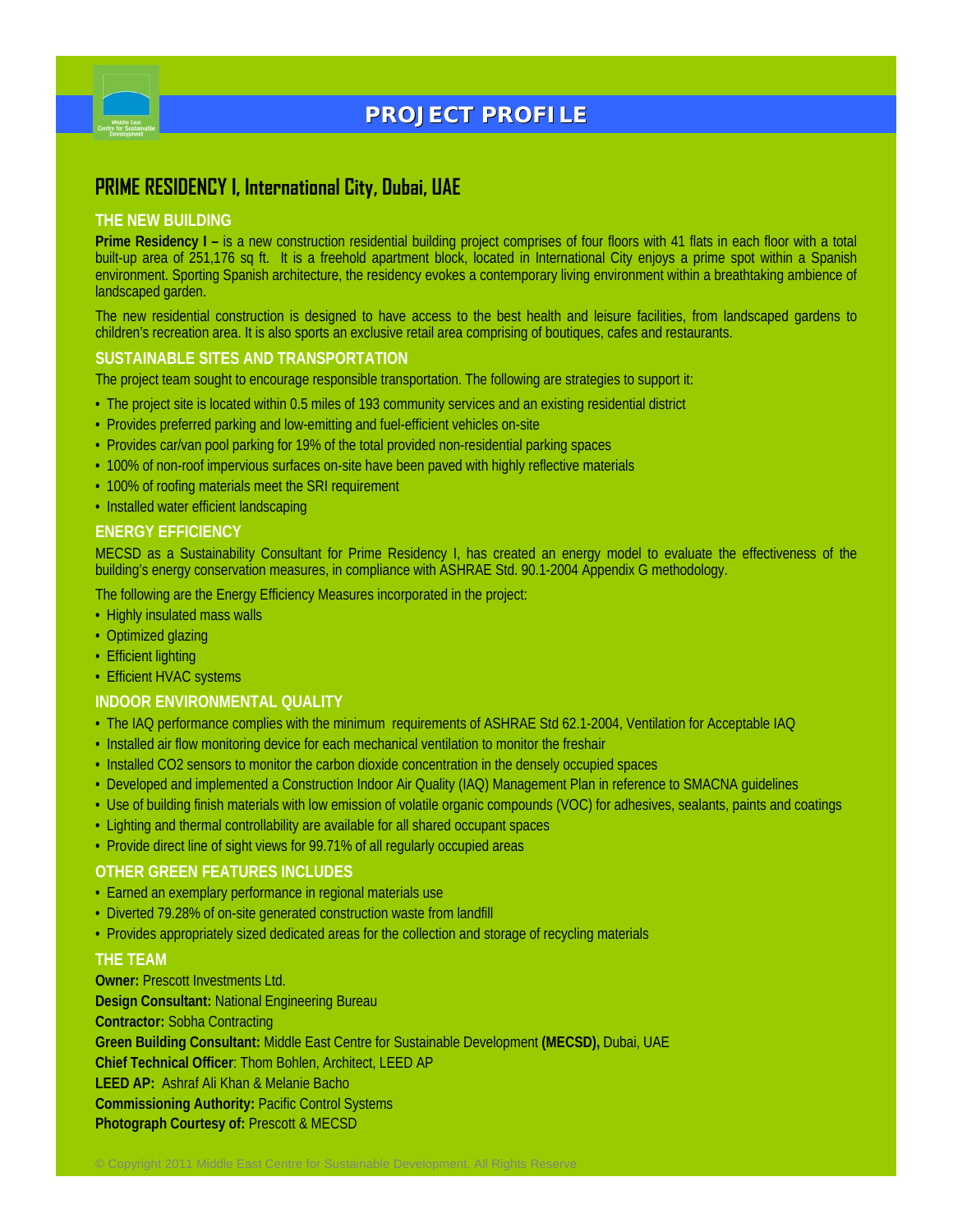# PROJECT PROFILE

## PRIME RESIDENCY I, International City, Dubai, UAE

### THE NEW BUILDING

**Prime Residency I –** is a new construction residential building project comprises of four floors with 41 flats in each floor with a total built-up area of 251,176 sq ft. It is a freehold apartment block, located in International City enjoys a prime spot within a Spanish environment. Sporting Spanish architecture, the residency evokes a contemporary living environment within a breathtaking ambience of landscaped garden.

The new residential construction is designed to have access to the best health and leisure facilities, from landscaped gardens to children's recreation area. It is also sports an exclusive retail area comprising of boutiques, cafes and restaurants.

### SUSTAINABLE SITES AND TRANSPORTATION

The project team sought to encourage responsible transportation. The following are strategies to support it:

- The project site is located within 0.5 miles of 193 community services and an existing residential district
- Provides preferred parking and low-emitting and fuel-efficient vehicles on-site
- Provides car/van pool parking for 19% of the total provided non-residential parking spaces
- 100% of non-roof impervious surfaces on-site have been paved with highly reflective materials
- 100% of roofing materials meet the SRI requirement
- Installed water efficient landscaping

### ENERGY EFFICIENCY

MECSD as a Sustainability Consultant for Prime Residency I, has created an energy model to evaluate the effectiveness of the building's energy conservation measures, in compliance with ASHRAE Std. 90.1-2004 Appendix G methodology.

The following are the Energy Efficiency Measures incorporated in the project:

- Highly insulated mass walls
- Optimized glazing
- Efficient lighting
- Efficient HVAC systems

### INDOOR ENVIRONMENTAL QUALITY

- The IAQ performance complies with the minimum requirements of ASHRAE Std 62.1-2004, Ventilation for Acceptable IAQ
- Installed air flow monitoring device for each mechanical ventilation to monitor the freshair
- Installed CO2 sensors to monitor the carbon dioxide concentration in the densely occupied spaces
- Developed and implemented a Construction Indoor Air Quality (IAQ) Management Plan in reference to SMACNA guidelines
- Use of building finish materials with low emission of volatile organic compounds (VOC) for adhesives, sealants, paints and coatings
- Lighting and thermal controllability are available for all shared occupant spaces
- Provide direct line of sight views for 99.71% of all regularly occupied areas

### OTHER GREEN FEATURES INCLUDES

- Earned an exemplary performance in regional materials use
- Diverted 79.28% of on-site generated construction waste from landfill
- Provides appropriately sized dedicated areas for the collection and storage of recycling materials

### THE TEAM

**Owner:** Prescott Investments Ltd.

**Design Consultant:** National Engineering Bureau

**Contractor:** Sobha Contracting

**Green Building Consultant:** Middle East Centre for Sustainable Development **(MECSD),** Dubai, UAE

**Chief Technical Officer**: Thom Bohlen, Architect, LEED AP

**LEED AP:** Ashraf Ali Khan & Melanie Bacho

**Commissioning Authority:** Pacific Control Systems

**Photograph Courtesy of:** Prescott & MECSD

© Copyright 2011 Middle East Centre for Sustainable Development. All Rights Reserve